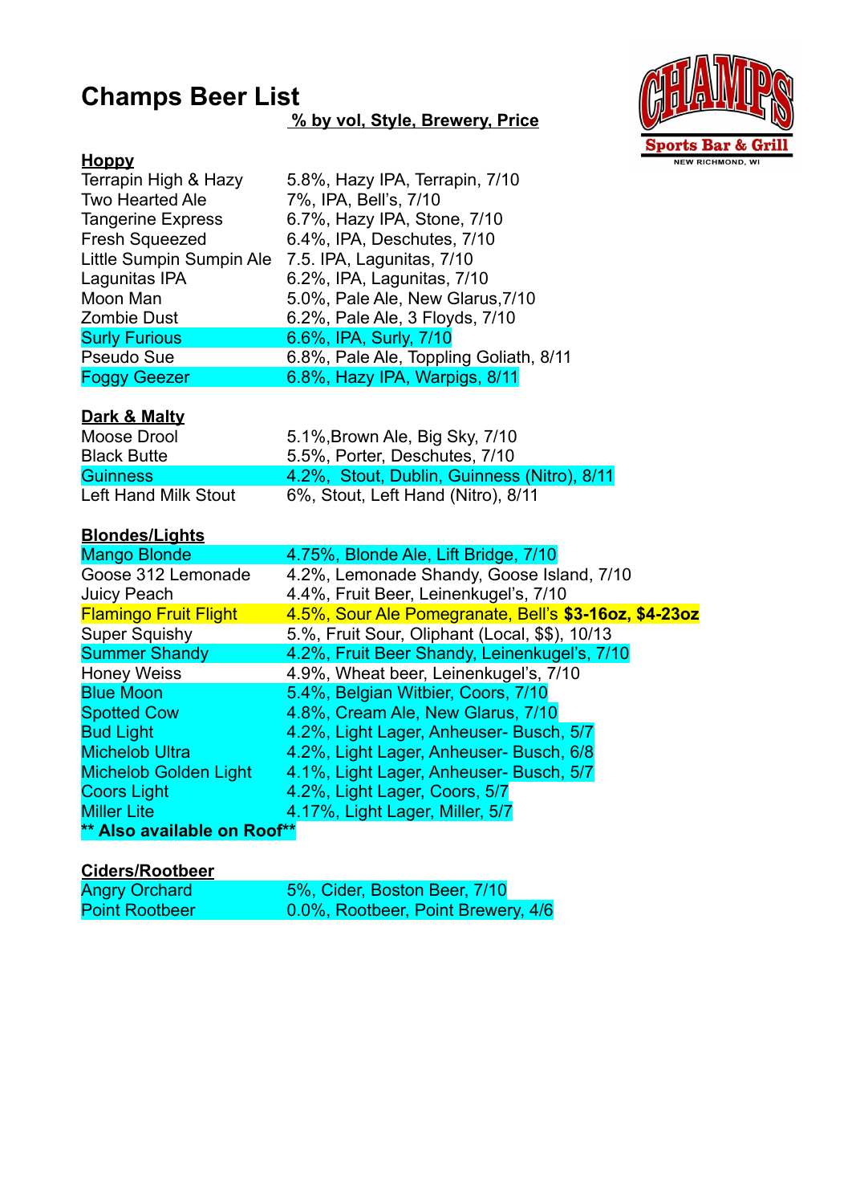# Champs Beer List

**% by vol, Style, Brewery, Price**

Sports Bar & Grill
NEW RICHMOND, WI

### Hoppy

| | |
|---|---|
| Terrapin High & Hazy | 5.8%, Hazy IPA, Terrapin, 7/10 |
| Two Hearted Ale | 7%, IPA, Bell's, 7/10 |
| Tangerine Express | 6.7%, Hazy IPA, Stone, 7/10 |
| Fresh Squeezed | 6.4%, IPA, Deschutes, 7/10 |
| Little Sumpin Sumpin Ale | 7.5. IPA, Lagunitas, 7/10 |
| Lagunitas IPA | 6.2%, IPA, Lagunitas, 7/10 |
| Moon Man | 5.0%, Pale Ale, New Glarus,7/10 |
| Zombie Dust | 6.2%, Pale Ale, 3 Floyds, 7/10 |
| Surly Furious | 6.6%, IPA, Surly, 7/10 |
| Pseudo Sue | 6.8%, Pale Ale, Toppling Goliath, 8/11 |
| Foggy Geezer | 6.8%, Hazy IPA, Warpigs, 8/11 |

### Dark & Malty

| | |
|---|---|
| Moose Drool | 5.1%,Brown Ale, Big Sky, 7/10 |
| Black Butte | 5.5%, Porter, Deschutes, 7/10 |
| Guinness | 4.2%, Stout, Dublin, Guinness (Nitro), 8/11 |
| Left Hand Milk Stout | 6%, Stout, Left Hand (Nitro), 8/11 |

### Blondes/Lights

| | |
|---|---|
| Mango Blonde | 4.75%, Blonde Ale, Lift Bridge, 7/10 |
| Goose 312 Lemonade | 4.2%, Lemonade Shandy, Goose Island, 7/10 |
| Juicy Peach | 4.4%, Fruit Beer, Leinenkugel's, 7/10 |
| Flamingo Fruit Flight | 4.5%, Sour Ale Pomegranate, Bell's **$3-16oz, $4-23oz** |
| Super Squishy | 5.%, Fruit Sour, Oliphant (Local, $$), 10/13 |
| Summer Shandy | 4.2%, Fruit Beer Shandy, Leinenkugel's, 7/10 |
| Honey Weiss | 4.9%, Wheat beer, Leinenkugel's, 7/10 |
| Blue Moon | 5.4%, Belgian Witbier, Coors, 7/10 |
| Spotted Cow | 4.8%, Cream Ale, New Glarus, 7/10 |
| Bud Light | 4.2%, Light Lager, Anheuser- Busch, 5/7 |
| Michelob Ultra | 4.2%, Light Lager, Anheuser- Busch, 6/8 |
| Michelob Golden Light | 4.1%, Light Lager, Anheuser- Busch, 5/7 |
| Coors Light | 4.2%, Light Lager, Coors, 5/7 |
| Miller Lite | 4.17%, Light Lager, Miller, 5/7 |

**** Also available on Roof****

### Ciders/Rootbeer

| | |
|---|---|
| Angry Orchard | 5%, Cider, Boston Beer, 7/10 |
| Point Rootbeer | 0.0%, Rootbeer, Point Brewery, 4/6 |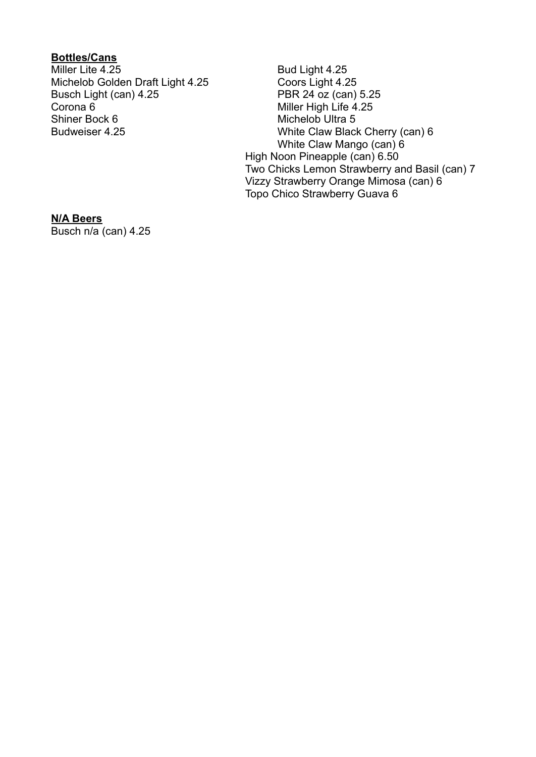**Bottles/Cans**

Miller Lite 4.25
Michelob Golden Draft Light 4.25
Busch Light (can) 4.25
Corona 6
Shiner Bock 6
Budweiser 4.25
Bud Light 4.25
Coors Light 4.25
PBR 24 oz (can) 5.25
Miller High Life 4.25
Michelob Ultra 5
White Claw Black Cherry (can) 6
White Claw Mango (can) 6
High Noon Pineapple (can) 6.50
Two Chicks Lemon Strawberry and Basil (can) 7
Vizzy Strawberry Orange Mimosa (can) 6
Topo Chico Strawberry Guava 6

**N/A Beers**

Busch n/a (can) 4.25